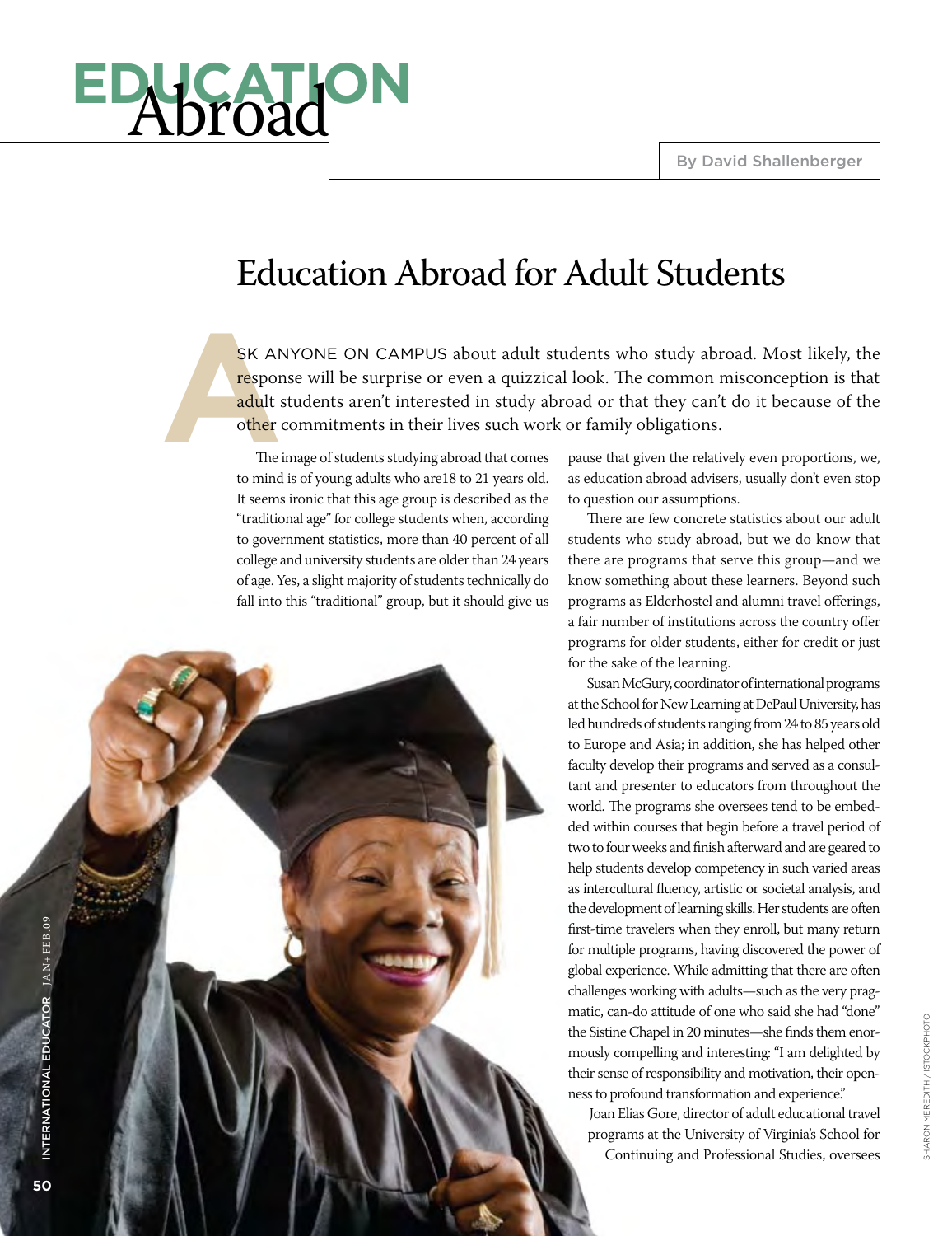# EDUCATION Abroad

By David Shallenberger

## Education Abroad for Adult Students

ASK ANYONE ON CAMPUS about adult students who study abroad. Most likely, the response will be surprise or even a quizzical look. The common misconception is that adult students aren't interested in study abroad or that they can't do it because of the other commitments in their lives such work or family obligations.

The image of students studying abroad that comes to mind is of young adults who are18 to 21 years old. It seems ironic that this age group is described as the "traditional age" for college students when, according to government statistics, more than 40 percent of all college and university students are older than 24 years of age. Yes, a slight majority of students technically do fall into this "traditional" group, but it should give us pause that given the relatively even proportions, we, as education abroad advisers, usually don't even stop to question our assumptions.

There are few concrete statistics about our adult students who study abroad, but we do know that there are programs that serve this group—and we know something about these learners. Beyond such programs as Elderhostel and alumni travel offerings, a fair number of institutions across the country offer programs for older students, either for credit or just for the sake of the learning.

Susan McGury, coordinator of international programs at the School for New Learning at DePaul University, has led hundreds of students ranging from 24 to 85 years old to Europe and Asia; in addition, she has helped other faculty develop their programs and served as a consultant and presenter to educators from throughout the world. The programs she oversees tend to be embedded within courses that begin before a travel period of two to four weeks and finish afterward and are geared to help students develop competency in such varied areas as intercultural fluency, artistic or societal analysis, and the development of learning skills. Her students are often first-time travelers when they enroll, but many return for multiple programs, having discovered the power of global experience. While admitting that there are often challenges working with adults—such as the very pragmatic, can-do attitude of one who said she had "done" the Sistine Chapel in 20 minutes—she finds them enormously compelling and interesting: "I am delighted by their sense of responsibility and motivation, their openness to profound transformation and experience."

Joan Elias Gore, director of adult educational travel programs at the University of Virginia's School for Continuing and Professional Studies, oversees

SHARON MEREDITH / ISTOCKPHOTO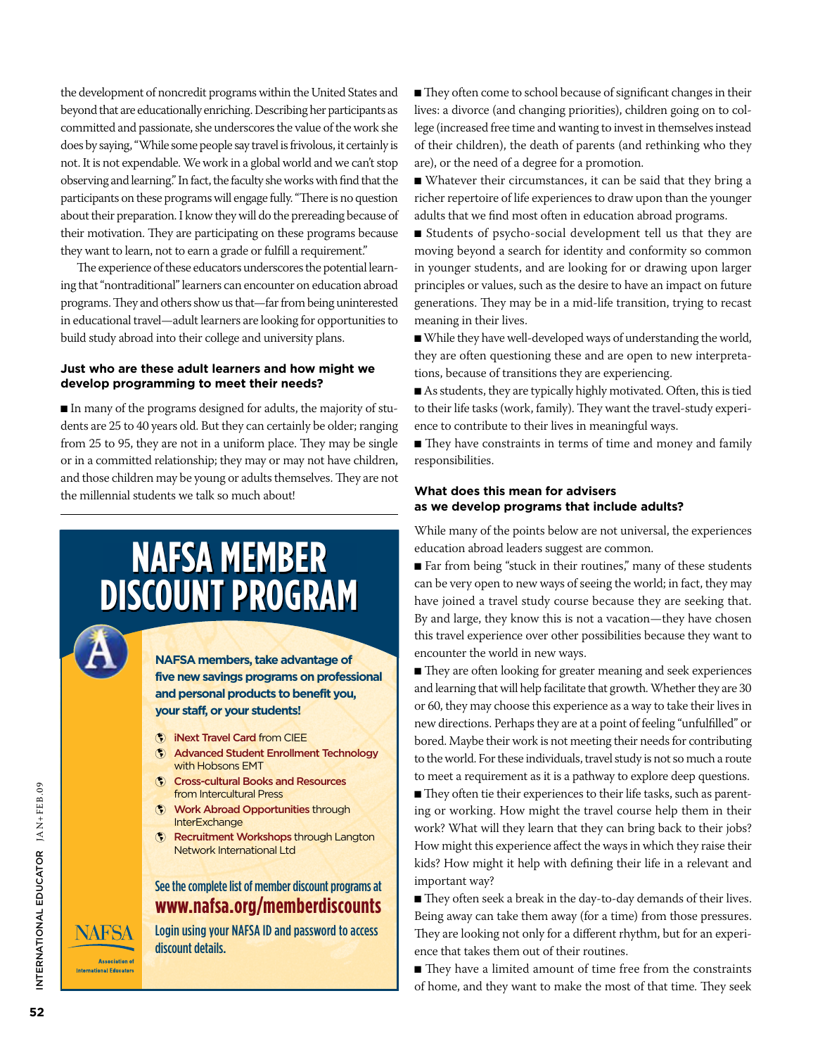the development of noncredit programs within the United States and beyond that are educationally enriching. Describing her participants as committed and passionate, she underscores the value of the work she does by saying, "While some people say travel is frivolous, it certainly is not. It is not expendable. We work in a global world and we can't stop observing and learning." In fact, the faculty she works with find that the participants on these programs will engage fully. "There is no question about their preparation. I know they will do the prereading because of their motivation. They are participating on these programs because they want to learn, not to earn a grade or fulfill a requirement."

The experience of these educators underscores the potential learning that "nontraditional" learners can encounter on education abroad programs. They and others show us that—far from being uninterested in educational travel—adult learners are looking for opportunities to build study abroad into their college and university plans.

### Just who are these adult learners and how might we develop programming to meet their needs?

- In many of the programs designed for adults, the majority of students are 25 to 40 years old. But they can certainly be older; ranging from 25 to 95, they are not in a uniform place. They may be single or in a committed relationship; they may or may not have children, and those children may be young or adults themselves. They are not the millennial students we talk so much about!
- They often come to school because of significant changes in their lives: a divorce (and changing priorities), children going on to college (increased free time and wanting to invest in themselves instead of their children), the death of parents (and rethinking who they are), or the need of a degree for a promotion.
- Whatever their circumstances, it can be said that they bring a richer repertoire of life experiences to draw upon than the younger adults that we find most often in education abroad programs.
- Students of psycho-social development tell us that they are moving beyond a search for identity and conformity so common in younger students, and are looking for or drawing upon larger principles or values, such as the desire to have an impact on future generations. They may be in a mid-life transition, trying to recast meaning in their lives.
- While they have well-developed ways of understanding the world, they are often questioning these and are open to new interpretations, because of transitions they are experiencing.
- As students, they are typically highly motivated. Often, this is tied to their life tasks (work, family). They want the travel-study experience to contribute to their lives in meaningful ways.
- They have constraints in terms of time and money and family responsibilities.

### What does this mean for advisers as we develop programs that include adults?

While many of the points below are not universal, the experiences education abroad leaders suggest are common.

- Far from being "stuck in their routines," many of these students can be very open to new ways of seeing the world; in fact, they may have joined a travel study course because they are seeking that. By and large, they know this is not a vacation—they have chosen this travel experience over other possibilities because they want to encounter the world in new ways.
- They are often looking for greater meaning and seek experiences and learning that will help facilitate that growth. Whether they are 30 or 60, they may choose this experience as a way to take their lives in new directions. Perhaps they are at a point of feeling "unfulfilled" or bored. Maybe their work is not meeting their needs for contributing to the world. For these individuals, travel study is not so much a route to meet a requirement as it is a pathway to explore deep questions.
- They often tie their experiences to their life tasks, such as parenting or working. How might the travel course help them in their work? What will they learn that they can bring back to their jobs? How might this experience affect the ways in which they raise their kids? How might it help with defining their life in a relevant and important way?
- They often seek a break in the day-to-day demands of their lives. Being away can take them away (for a time) from those pressures. They are looking not only for a different rhythm, but for an experience that takes them out of their routines.
- They have a limited amount of time free from the constraints of home, and they want to make the most of that time. They seek

---

## NAFSA MEMBER DISCOUNT PROGRAM

**NAFSA members, take advantage of five new savings programs on professional and personal products to benefit you, your staff, or your students!**

- **iNext Travel Card** from CIEE
- **Advanced Student Enrollment Technology** with Hobsons EMT
- **Cross-cultural Books and Resources** from Intercultural Press
- **Work Abroad Opportunities** through InterExchange
- **Recruitment Workshops** through Langton Network International Ltd

See the complete list of member discount programs at **www.nafsa.org/memberdiscounts**

Login using your NAFSA ID and password to access discount details.

NAFSA Association of International Educators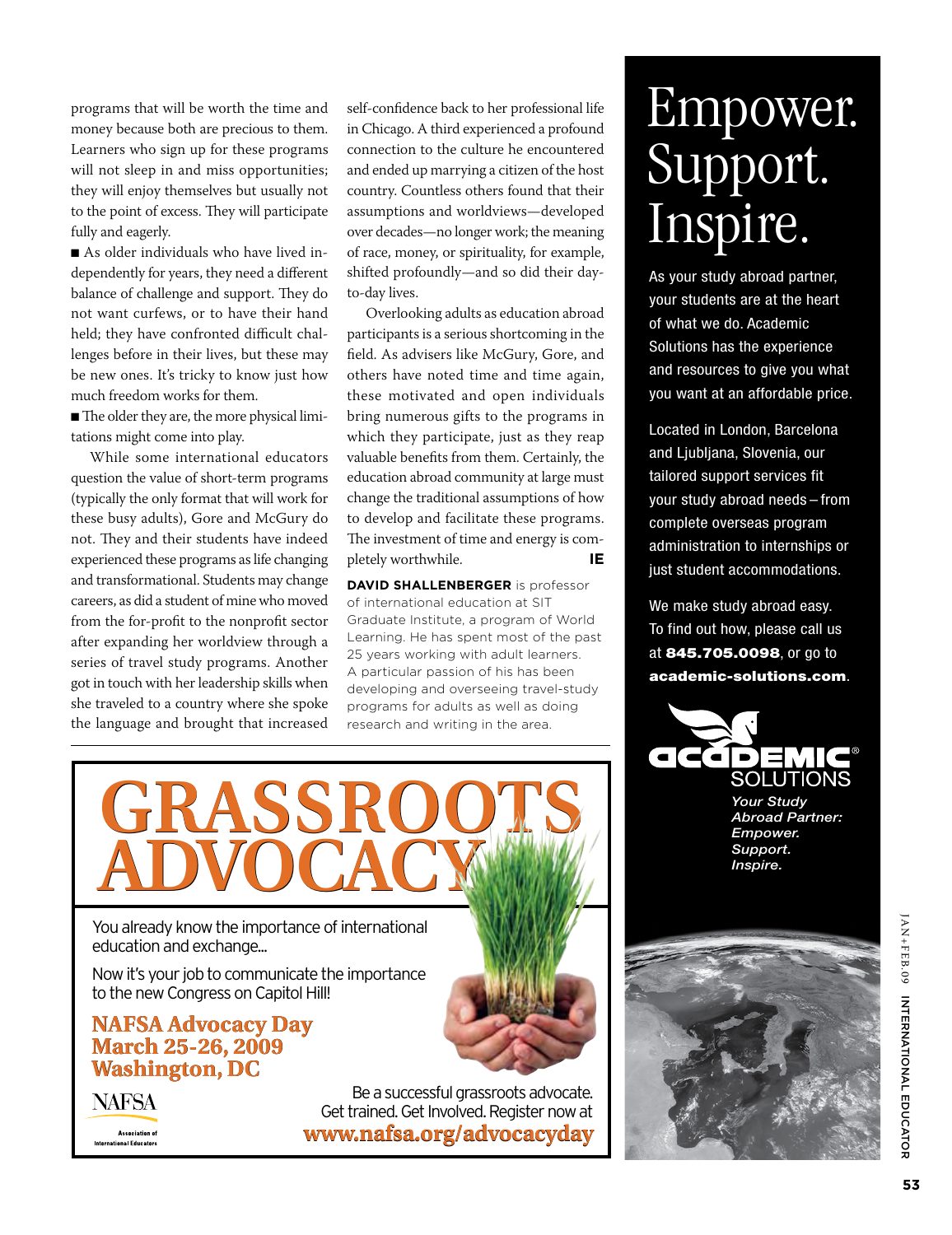programs that will be worth the time and money because both are precious to them. Learners who sign up for these programs will not sleep in and miss opportunities; they will enjoy themselves but usually not to the point of excess. They will participate fully and eagerly.

- As older individuals who have lived independently for years, they need a different balance of challenge and support. They do not want curfews, or to have their hand held; they have confronted difficult challenges before in their lives, but these may be new ones. It's tricky to know just how much freedom works for them.
- The older they are, the more physical limitations might come into play.

While some international educators question the value of short-term programs (typically the only format that will work for these busy adults), Gore and McGury do not. They and their students have indeed experienced these programs as life changing and transformational. Students may change careers, as did a student of mine who moved from the for-profit to the nonprofit sector after expanding her worldview through a series of travel study programs. Another got in touch with her leadership skills when she traveled to a country where she spoke the language and brought that increased self-confidence back to her professional life in Chicago. A third experienced a profound connection to the culture he encountered and ended up marrying a citizen of the host country. Countless others found that their assumptions and worldviews—developed over decades—no longer work; the meaning of race, money, or spirituality, for example, shifted profoundly—and so did their day-to-day lives.

Overlooking adults as education abroad participants is a serious shortcoming in the field. As advisers like McGury, Gore, and others have noted time and time again, these motivated and open individuals bring numerous gifts to the programs in which they participate, just as they reap valuable benefits from them. Certainly, the education abroad community at large must change the traditional assumptions of how to develop and facilitate these programs. The investment of time and energy is completely worthwhile. **IE**

**DAVID SHALLENBERGER** is professor of international education at SIT Graduate Institute, a program of World Learning. He has spent most of the past 25 years working with adult learners. A particular passion of his has been developing and overseeing travel-study programs for adults as well as doing research and writing in the area.

# GRASSROOTS ADVOCACY

You already know the importance of international education and exchange...

Now it's your job to communicate the importance to the new Congress on Capitol Hill!

**NAFSA Advocacy Day**
**March 25-26, 2009**
**Washington, DC**

NAFSA
Association of International Educators

Be a successful grassroots advocate.
Get trained. Get Involved. Register now at
**www.nafsa.org/advocacyday**

# Empower. Support. Inspire.

As your study abroad partner, your students are at the heart of what we do. Academic Solutions has the experience and resources to give you what you want at an affordable price.

Located in London, Barcelona and Ljubljana, Slovenia, our tailored support services fit your study abroad needs – from complete overseas program administration to internships or just student accommodations.

We make study abroad easy. To find out how, please call us at **845.705.0098**, or go to **academic-solutions.com**.

ACADEMIC® SOLUTIONS
*Your Study Abroad Partner: Empower. Support. Inspire.*